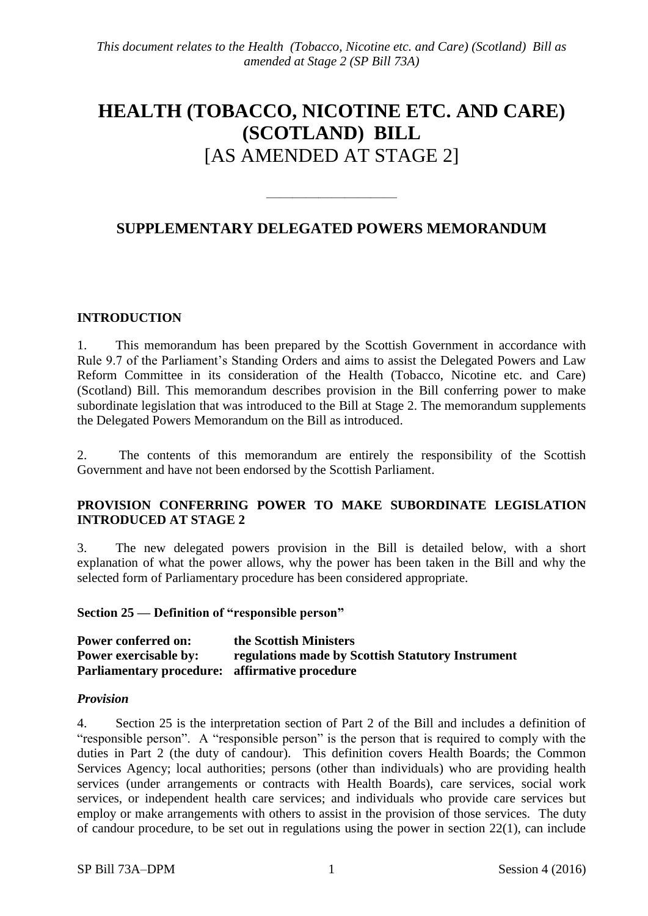*This document relates to the Health (Tobacco, Nicotine etc. and Care) (Scotland) Bill as amended at Stage 2 (SP Bill 73A)*

# HEALTH (TOBACCO, NICOTINE ETC. AND CARE) (SCOTLAND) BILL
# [AS AMENDED AT STAGE 2]

---

## SUPPLEMENTARY DELEGATED POWERS MEMORANDUM

### INTRODUCTION

1. This memorandum has been prepared by the Scottish Government in accordance with Rule 9.7 of the Parliament's Standing Orders and aims to assist the Delegated Powers and Law Reform Committee in its consideration of the Health (Tobacco, Nicotine etc. and Care) (Scotland) Bill. This memorandum describes provision in the Bill conferring power to make subordinate legislation that was introduced to the Bill at Stage 2. The memorandum supplements the Delegated Powers Memorandum on the Bill as introduced.

2. The contents of this memorandum are entirely the responsibility of the Scottish Government and have not been endorsed by the Scottish Parliament.

### PROVISION CONFERRING POWER TO MAKE SUBORDINATE LEGISLATION INTRODUCED AT STAGE 2

3. The new delegated powers provision in the Bill is detailed below, with a short explanation of what the power allows, why the power has been taken in the Bill and why the selected form of Parliamentary procedure has been considered appropriate.

**Section 25 — Definition of "responsible person"**

**Power conferred on:** **the Scottish Ministers**
**Power exercisable by:** **regulations made by Scottish Statutory Instrument**
**Parliamentary procedure:** **affirmative procedure**

***Provision***

4. Section 25 is the interpretation section of Part 2 of the Bill and includes a definition of "responsible person". A "responsible person" is the person that is required to comply with the duties in Part 2 (the duty of candour). This definition covers Health Boards; the Common Services Agency; local authorities; persons (other than individuals) who are providing health services (under arrangements or contracts with Health Boards), care services, social work services, or independent health care services; and individuals who provide care services but employ or make arrangements with others to assist in the provision of those services. The duty of candour procedure, to be set out in regulations using the power in section 22(1), can include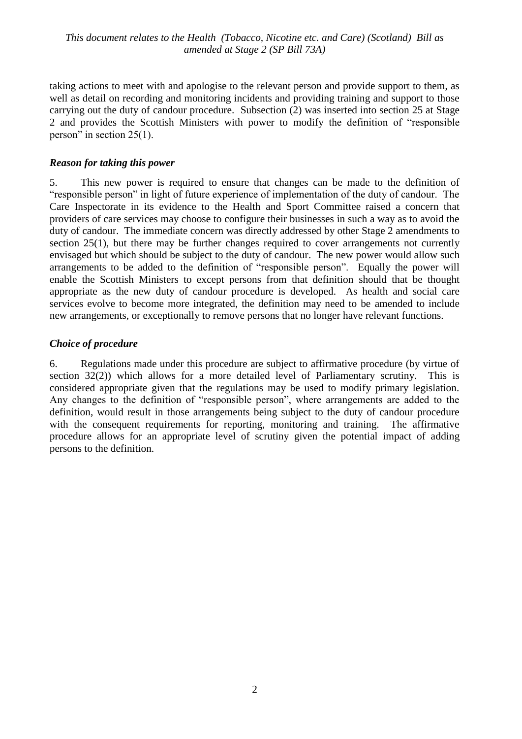taking actions to meet with and apologise to the relevant person and provide support to them, as well as detail on recording and monitoring incidents and providing training and support to those carrying out the duty of candour procedure. Subsection (2) was inserted into section 25 at Stage 2 and provides the Scottish Ministers with power to modify the definition of "responsible person" in section 25(1).

### *Reason for taking this power*

5. This new power is required to ensure that changes can be made to the definition of "responsible person" in light of future experience of implementation of the duty of candour. The Care Inspectorate in its evidence to the Health and Sport Committee raised a concern that providers of care services may choose to configure their businesses in such a way as to avoid the duty of candour. The immediate concern was directly addressed by other Stage 2 amendments to section 25(1), but there may be further changes required to cover arrangements not currently envisaged but which should be subject to the duty of candour. The new power would allow such arrangements to be added to the definition of "responsible person". Equally the power will enable the Scottish Ministers to except persons from that definition should that be thought appropriate as the new duty of candour procedure is developed. As health and social care services evolve to become more integrated, the definition may need to be amended to include new arrangements, or exceptionally to remove persons that no longer have relevant functions.

### *Choice of procedure*

6. Regulations made under this procedure are subject to affirmative procedure (by virtue of section 32(2)) which allows for a more detailed level of Parliamentary scrutiny. This is considered appropriate given that the regulations may be used to modify primary legislation. Any changes to the definition of "responsible person", where arrangements are added to the definition, would result in those arrangements being subject to the duty of candour procedure with the consequent requirements for reporting, monitoring and training. The affirmative procedure allows for an appropriate level of scrutiny given the potential impact of adding persons to the definition.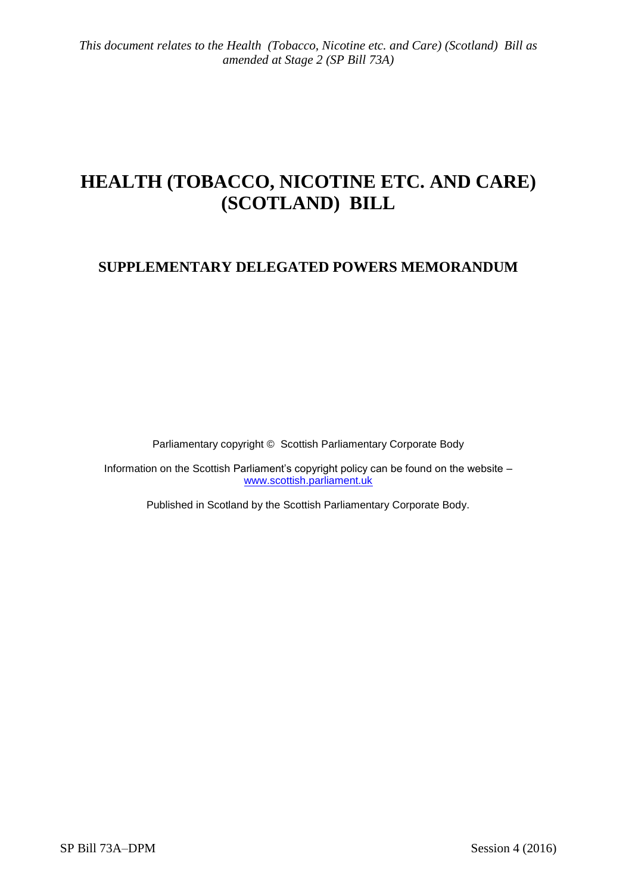*This document relates to the Health (Tobacco, Nicotine etc. and Care) (Scotland) Bill as amended at Stage 2 (SP Bill 73A)*

# HEALTH (TOBACCO, NICOTINE ETC. AND CARE) (SCOTLAND) BILL

## SUPPLEMENTARY DELEGATED POWERS MEMORANDUM

Parliamentary copyright © Scottish Parliamentary Corporate Body

Information on the Scottish Parliament's copyright policy can be found on the website – www.scottish.parliament.uk

Published in Scotland by the Scottish Parliamentary Corporate Body.

SP Bill 73A–DPM

Session 4 (2016)